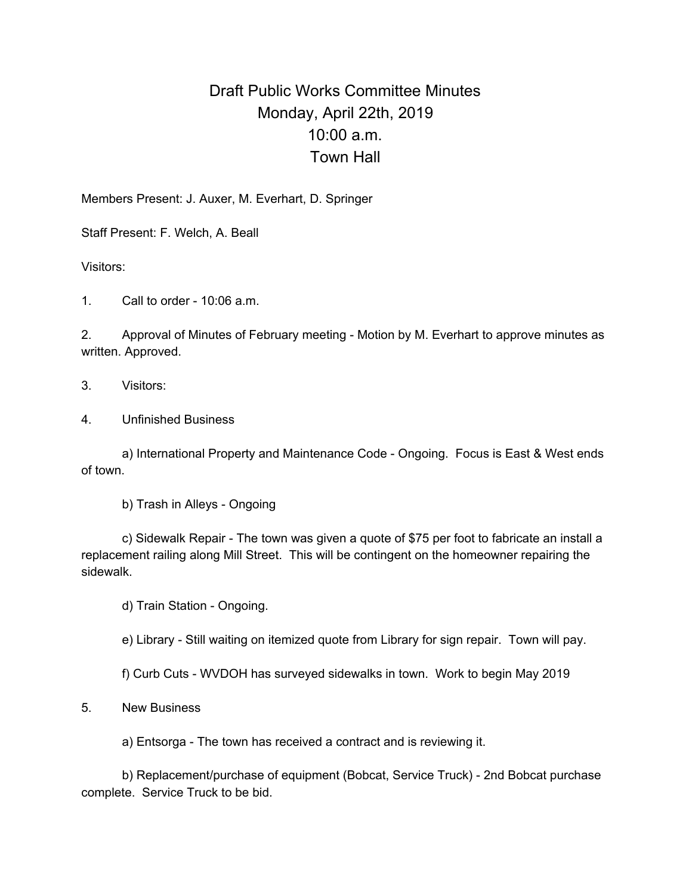# Draft Public Works Committee Minutes
## Monday, April 22th, 2019
## 10:00 a.m.
## Town Hall

Members Present: J. Auxer, M. Everhart, D. Springer

Staff Present: F. Welch, A. Beall

Visitors:

1. Call to order - 10:06 a.m.

2. Approval of Minutes of February meeting - Motion by M. Everhart to approve minutes as written. Approved.

3. Visitors:

4. Unfinished Business

   a) International Property and Maintenance Code - Ongoing. Focus is East & West ends of town.

   b) Trash in Alleys - Ongoing

   c) Sidewalk Repair - The town was given a quote of $75 per foot to fabricate an install a replacement railing along Mill Street. This will be contingent on the homeowner repairing the sidewalk.

   d) Train Station - Ongoing.

   e) Library - Still waiting on itemized quote from Library for sign repair. Town will pay.

   f) Curb Cuts - WVDOH has surveyed sidewalks in town. Work to begin May 2019

5. New Business

   a) Entsorga - The town has received a contract and is reviewing it.

   b) Replacement/purchase of equipment (Bobcat, Service Truck) - 2nd Bobcat purchase complete. Service Truck to be bid.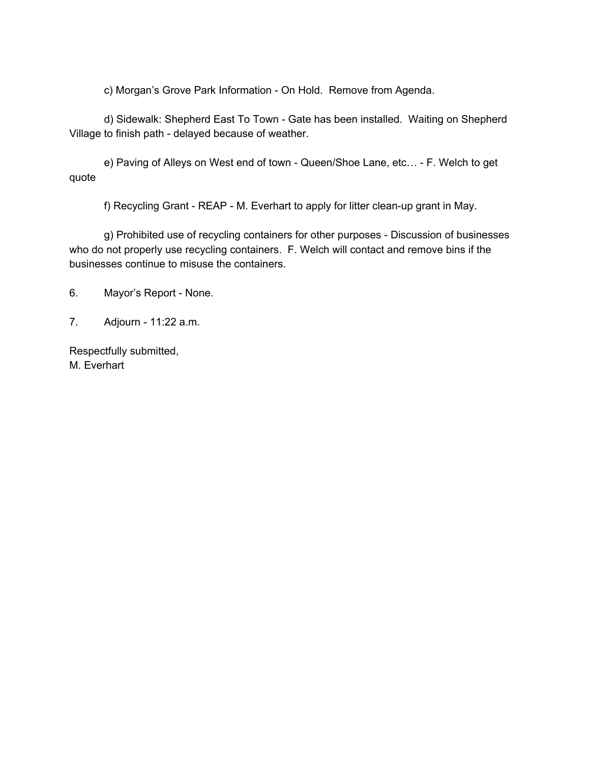c) Morgan's Grove Park Information - On Hold. Remove from Agenda.

d) Sidewalk: Shepherd East To Town - Gate has been installed. Waiting on Shepherd Village to finish path - delayed because of weather.

e) Paving of Alleys on West end of town - Queen/Shoe Lane, etc… - F. Welch to get quote

f) Recycling Grant - REAP - M. Everhart to apply for litter clean-up grant in May.

g) Prohibited use of recycling containers for other purposes - Discussion of businesses who do not properly use recycling containers. F. Welch will contact and remove bins if the businesses continue to misuse the containers.

6. Mayor's Report - None.

7. Adjourn - 11:22 a.m.

Respectfully submitted,
M. Everhart